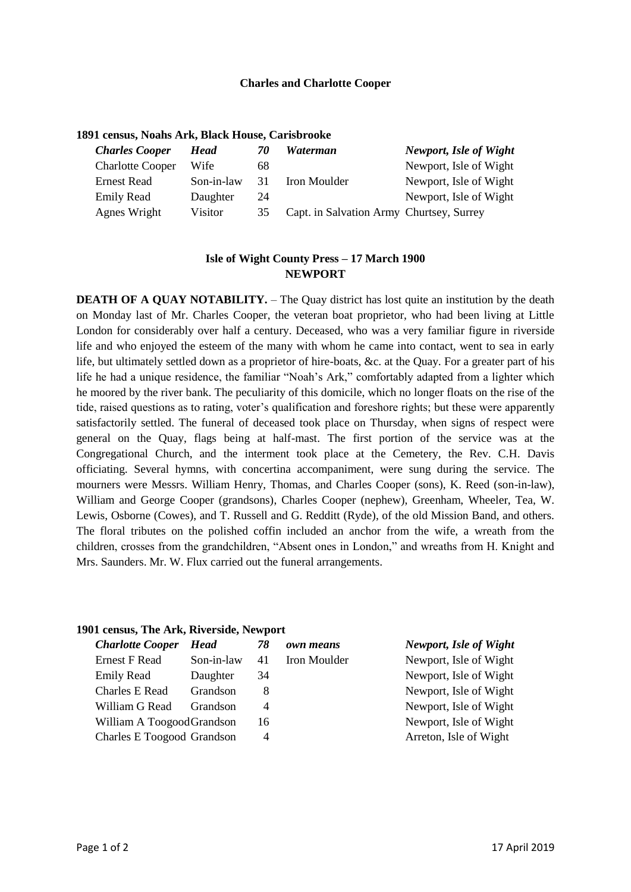**Charles and Charlotte Cooper**

**1891 census, Noahs Ark, Black House, Carisbrooke**

| | | | | |
|---|---|---|---|---|
| ***Charles Cooper*** | ***Head*** | ***70*** | ***Waterman*** | ***Newport, Isle of Wight*** |
| Charlotte Cooper | Wife | 68 | | Newport, Isle of Wight |
| Ernest Read | Son-in-law | 31 | Iron Moulder | Newport, Isle of Wight |
| Emily Read | Daughter | 24 | | Newport, Isle of Wight |
| Agnes Wright | Visitor | 35 | Capt. in Salvation Army | Churtsey, Surrey |

**Isle of Wight County Press – 17 March 1900**
**NEWPORT**

**DEATH OF A QUAY NOTABILITY.** – The Quay district has lost quite an institution by the death on Monday last of Mr. Charles Cooper, the veteran boat proprietor, who had been living at Little London for considerably over half a century. Deceased, who was a very familiar figure in riverside life and who enjoyed the esteem of the many with whom he came into contact, went to sea in early life, but ultimately settled down as a proprietor of hire-boats, &c. at the Quay. For a greater part of his life he had a unique residence, the familiar "Noah's Ark," comfortably adapted from a lighter which he moored by the river bank. The peculiarity of this domicile, which no longer floats on the rise of the tide, raised questions as to rating, voter's qualification and foreshore rights; but these were apparently satisfactorily settled. The funeral of deceased took place on Thursday, when signs of respect were general on the Quay, flags being at half-mast. The first portion of the service was at the Congregational Church, and the interment took place at the Cemetery, the Rev. C.H. Davis officiating. Several hymns, with concertina accompaniment, were sung during the service. The mourners were Messrs. William Henry, Thomas, and Charles Cooper (sons), K. Reed (son-in-law), William and George Cooper (grandsons), Charles Cooper (nephew), Greenham, Wheeler, Tea, W. Lewis, Osborne (Cowes), and T. Russell and G. Redditt (Ryde), of the old Mission Band, and others. The floral tributes on the polished coffin included an anchor from the wife, a wreath from the children, crosses from the grandchildren, "Absent ones in London," and wreaths from H. Knight and Mrs. Saunders. Mr. W. Flux carried out the funeral arrangements.

**1901 census, The Ark, Riverside, Newport**

| | | | | |
|---|---|---|---|---|
| ***Charlotte Cooper*** | ***Head*** | ***78*** | ***own means*** | ***Newport, Isle of Wight*** |
| Ernest F Read | Son-in-law | 41 | Iron Moulder | Newport, Isle of Wight |
| Emily Read | Daughter | 34 | | Newport, Isle of Wight |
| Charles E Read | Grandson | 8 | | Newport, Isle of Wight |
| William G Read | Grandson | 4 | | Newport, Isle of Wight |
| William A Toogood | Grandson | 16 | | Newport, Isle of Wight |
| Charles E Toogood | Grandson | 4 | | Arreton, Isle of Wight |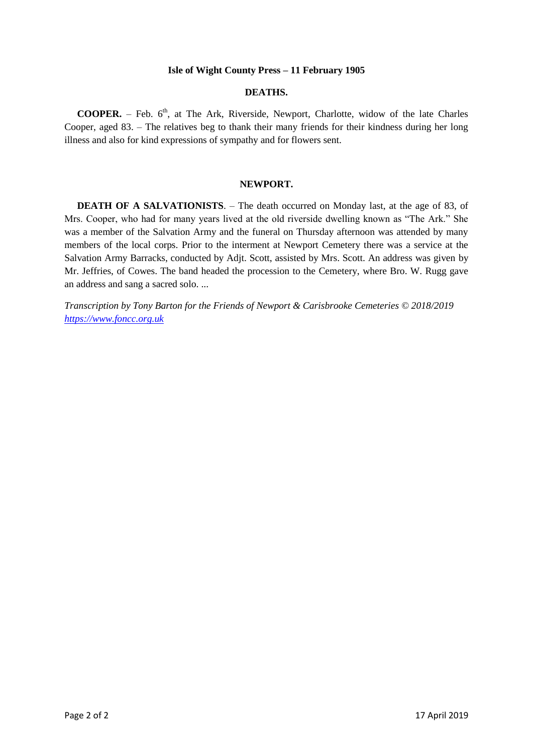**Isle of Wight County Press – 11 February 1905**

**DEATHS.**

**COOPER.** – Feb. 6th, at The Ark, Riverside, Newport, Charlotte, widow of the late Charles Cooper, aged 83. – The relatives beg to thank their many friends for their kindness during her long illness and also for kind expressions of sympathy and for flowers sent.

**NEWPORT.**

**DEATH OF A SALVATIONISTS**. – The death occurred on Monday last, at the age of 83, of Mrs. Cooper, who had for many years lived at the old riverside dwelling known as "The Ark." She was a member of the Salvation Army and the funeral on Thursday afternoon was attended by many members of the local corps. Prior to the interment at Newport Cemetery there was a service at the Salvation Army Barracks, conducted by Adjt. Scott, assisted by Mrs. Scott. An address was given by Mr. Jeffries, of Cowes. The band headed the procession to the Cemetery, where Bro. W. Rugg gave an address and sang a sacred solo. ...

*Transcription by Tony Barton for the Friends of Newport & Carisbrooke Cemeteries © 2018/2019*
*https://www.foncc.org.uk*